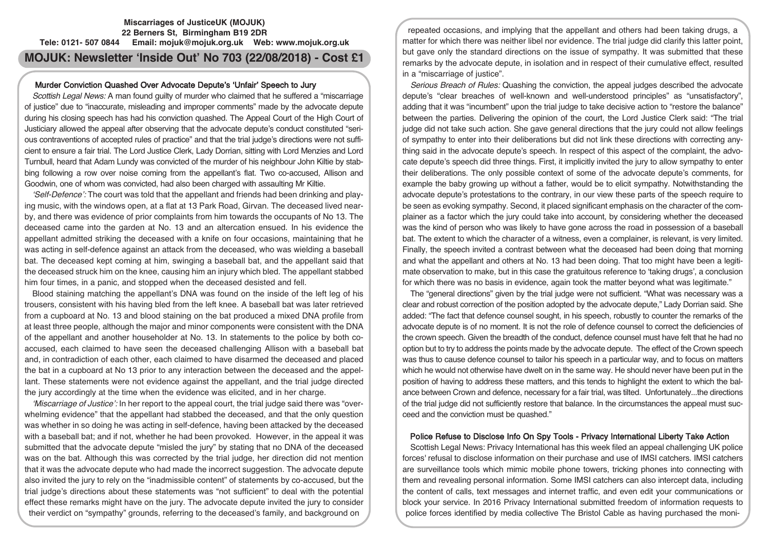**Miscarriages of JusticeUK (MOJUK)**
**22 Berners St, Birmingham B19 2DR**
**Tele: 0121- 507 0844 Email: mojuk@mojuk.org.uk Web: www.mojuk.org.uk**

# MOJUK: Newsletter 'Inside Out' No 703 (22/08/2018) - Cost £1

## Murder Conviction Quashed Over Advocate Depute's 'Unfair' Speech to Jury

*Scottish Legal News:* A man found guilty of murder who claimed that he suffered a "miscarriage of justice" due to "inaccurate, misleading and improper comments" made by the advocate depute during his closing speech has had his conviction quashed. The Appeal Court of the High Court of Justiciary allowed the appeal after observing that the advocate depute's conduct constituted "serious contraventions of accepted rules of practice" and that the trial judge's directions were not sufficient to ensure a fair trial. The Lord Justice Clerk, Lady Dorrian, sitting with Lord Menzies and Lord Turnbull, heard that Adam Lundy was convicted of the murder of his neighbour John Kiltie by stabbing following a row over noise coming from the appellant's flat. Two co-accused, Allison and Goodwin, one of whom was convicted, had also been charged with assaulting Mr Kiltie.

*'Self-Defence':* The court was told that the appellant and friends had been drinking and playing music, with the windows open, at a flat at 13 Park Road, Girvan. The deceased lived nearby, and there was evidence of prior complaints from him towards the occupants of No 13. The deceased came into the garden at No. 13 and an altercation ensued. In his evidence the appellant admitted striking the deceased with a knife on four occasions, maintaining that he was acting in self-defence against an attack from the deceased, who was wielding a baseball bat. The deceased kept coming at him, swinging a baseball bat, and the appellant said that the deceased struck him on the knee, causing him an injury which bled. The appellant stabbed him four times, in a panic, and stopped when the deceased desisted and fell.

Blood staining matching the appellant's DNA was found on the inside of the left leg of his trousers, consistent with his having bled from the left knee. A baseball bat was later retrieved from a cupboard at No. 13 and blood staining on the bat produced a mixed DNA profile from at least three people, although the major and minor components were consistent with the DNA of the appellant and another householder at No. 13. In statements to the police by both co-accused, each claimed to have seen the deceased challenging Allison with a baseball bat and, in contradiction of each other, each claimed to have disarmed the deceased and placed the bat in a cupboard at No 13 prior to any interaction between the deceased and the appellant. These statements were not evidence against the appellant, and the trial judge directed the jury accordingly at the time when the evidence was elicited, and in her charge.

*'Miscarriage of Justice':* In her report to the appeal court, the trial judge said there was "overwhelming evidence" that the appellant had stabbed the deceased, and that the only question was whether in so doing he was acting in self-defence, having been attacked by the deceased with a baseball bat; and if not, whether he had been provoked. However, in the appeal it was submitted that the advocate depute "misled the jury" by stating that no DNA of the deceased was on the bat. Although this was corrected by the trial judge, her direction did not mention that it was the advocate depute who had made the incorrect suggestion. The advocate depute also invited the jury to rely on the "inadmissible content" of statements by co-accused, but the trial judge's directions about these statements was "not sufficient" to deal with the potential effect these remarks might have on the jury. The advocate depute invited the jury to consider their verdict on "sympathy" grounds, referring to the deceased's family, and background on repeated occasions, and implying that the appellant and others had been taking drugs, a matter for which there was neither libel nor evidence. The trial judge did clarify this latter point, but gave only the standard directions on the issue of sympathy. It was submitted that these remarks by the advocate depute, in isolation and in respect of their cumulative effect, resulted in a "miscarriage of justice".

*Serious Breach of Rules:* Quashing the conviction, the appeal judges described the advocate depute's "clear breaches of well-known and well-understood principles" as "unsatisfactory", adding that it was "incumbent" upon the trial judge to take decisive action to "restore the balance" between the parties. Delivering the opinion of the court, the Lord Justice Clerk said: "The trial judge did not take such action. She gave general directions that the jury could not allow feelings of sympathy to enter into their deliberations but did not link these directions with correcting anything said in the advocate depute's speech. In respect of this aspect of the complaint, the advocate depute's speech did three things. First, it implicitly invited the jury to allow sympathy to enter their deliberations. The only possible context of some of the advocate depute's comments, for example the baby growing up without a father, would be to elicit sympathy. Notwithstanding the advocate depute's protestations to the contrary, in our view these parts of the speech require to be seen as evoking sympathy. Second, it placed significant emphasis on the character of the complainer as a factor which the jury could take into account, by considering whether the deceased was the kind of person who was likely to have gone across the road in possession of a baseball bat. The extent to which the character of a witness, even a complainer, is relevant, is very limited. Finally, the speech invited a contrast between what the deceased had been doing that morning and what the appellant and others at No. 13 had been doing. That too might have been a legitimate observation to make, but in this case the gratuitous reference to 'taking drugs', a conclusion for which there was no basis in evidence, again took the matter beyond what was legitimate."

The "general directions" given by the trial judge were not sufficient. "What was necessary was a clear and robust correction of the position adopted by the advocate depute," Lady Dorrian said. She added: "The fact that defence counsel sought, in his speech, robustly to counter the remarks of the advocate depute is of no moment. It is not the role of defence counsel to correct the deficiencies of the crown speech. Given the breadth of the conduct, defence counsel must have felt that he had no option but to try to address the points made by the advocate depute. The effect of the Crown speech was thus to cause defence counsel to tailor his speech in a particular way, and to focus on matters which he would not otherwise have dwelt on in the same way. He should never have been put in the position of having to address these matters, and this tends to highlight the extent to which the balance between Crown and defence, necessary for a fair trial, was tilted. Unfortunately...the directions of the trial judge did not sufficiently restore that balance. In the circumstances the appeal must succeed and the conviction must be quashed."

## Police Refuse to Disclose Info On Spy Tools - Privacy International Liberty Take Action

Scottish Legal News: Privacy International has this week filed an appeal challenging UK police forces' refusal to disclose information on their purchase and use of IMSI catchers. IMSI catchers are surveillance tools which mimic mobile phone towers, tricking phones into connecting with them and revealing personal information. Some IMSI catchers can also intercept data, including the content of calls, text messages and internet traffic, and even edit your communications or block your service. In 2016 Privacy International submitted freedom of information requests to police forces identified by media collective The Bristol Cable as having purchased the moni-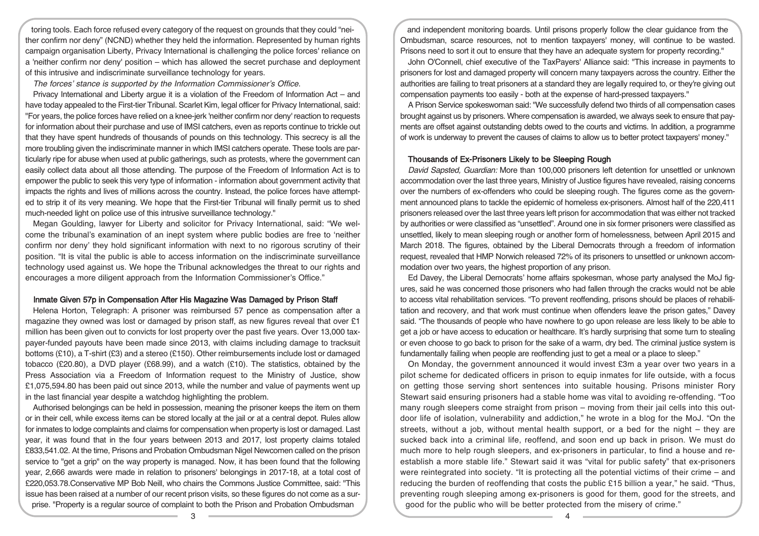toring tools. Each force refused every category of the request on grounds that they could "neither confirm nor deny" (NCND) whether they held the information. Represented by human rights campaign organisation Liberty, Privacy International is challenging the police forces' reliance on a 'neither confirm nor deny' position – which has allowed the secret purchase and deployment of this intrusive and indiscriminate surveillance technology for years.

*The forces' stance is supported by the Information Commissioner's Office.*

Privacy International and Liberty argue it is a violation of the Freedom of Information Act – and have today appealed to the First-tier Tribunal. Scarlet Kim, legal officer for Privacy International, said: "For years, the police forces have relied on a knee-jerk 'neither confirm nor deny' reaction to requests for information about their purchase and use of IMSI catchers, even as reports continue to trickle out that they have spent hundreds of thousands of pounds on this technology. This secrecy is all the more troubling given the indiscriminate manner in which IMSI catchers operate. These tools are particularly ripe for abuse when used at public gatherings, such as protests, where the government can easily collect data about all those attending. The purpose of the Freedom of Information Act is to empower the public to seek this very type of information - information about government activity that impacts the rights and lives of millions across the country. Instead, the police forces have attempted to strip it of its very meaning. We hope that the First-tier Tribunal will finally permit us to shed much-needed light on police use of this intrusive surveillance technology."

Megan Goulding, lawyer for Liberty and solicitor for Privacy International, said: "We welcome the tribunal's examination of an inept system where public bodies are free to 'neither confirm nor deny' they hold significant information with next to no rigorous scrutiny of their position. "It is vital the public is able to access information on the indiscriminate surveillance technology used against us. We hope the Tribunal acknowledges the threat to our rights and encourages a more diligent approach from the Information Commissioner's Office."

### Inmate Given 57p in Compensation After His Magazine Was Damaged by Prison Staff

Helena Horton, Telegraph: A prisoner was reimbursed 57 pence as compensation after a magazine they owned was lost or damaged by prison staff, as new figures reveal that over £1 million has been given out to convicts for lost property over the past five years. Over 13,000 taxpayer-funded payouts have been made since 2013, with claims including damage to tracksuit bottoms (£10), a T-shirt (£3) and a stereo (£150). Other reimbursements include lost or damaged tobacco (£20.80), a DVD player (£68.99), and a watch (£10). The statistics, obtained by the Press Association via a Freedom of Information request to the Ministry of Justice, show £1,075,594.80 has been paid out since 2013, while the number and value of payments went up in the last financial year despite a watchdog highlighting the problem.

Authorised belongings can be held in possession, meaning the prisoner keeps the item on them or in their cell, while excess items can be stored locally at the jail or at a central depot. Rules allow for inmates to lodge complaints and claims for compensation when property is lost or damaged. Last year, it was found that in the four years between 2013 and 2017, lost property claims totaled £833,541.02. At the time, Prisons and Probation Ombudsman Nigel Newcomen called on the prison service to "get a grip" on the way property is managed. Now, it has been found that the following year, 2,666 awards were made in relation to prisoners' belongings in 2017-18, at a total cost of £220,053.78.Conservative MP Bob Neill, who chairs the Commons Justice Committee, said: "This issue has been raised at a number of our recent prison visits, so these figures do not come as a surprise. "Property is a regular source of complaint to both the Prison and Probation Ombudsman and independent monitoring boards. Until prisons properly follow the clear guidance from the Ombudsman, scarce resources, not to mention taxpayers' money, will continue to be wasted. Prisons need to sort it out to ensure that they have an adequate system for property recording."

John O'Connell, chief executive of the TaxPayers' Alliance said: "This increase in payments to prisoners for lost and damaged property will concern many taxpayers across the country. Either the authorities are failing to treat prisoners at a standard they are legally required to, or they're giving out compensation payments too easily - both at the expense of hard-pressed taxpayers."

A Prison Service spokeswoman said: "We successfully defend two thirds of all compensation cases brought against us by prisoners. Where compensation is awarded, we always seek to ensure that payments are offset against outstanding debts owed to the courts and victims. In addition, a programme of work is underway to prevent the causes of claims to allow us to better protect taxpayers' money."

### Thousands of Ex-Prisoners Likely to be Sleeping Rough

*David Sapsted, Guardian:* More than 100,000 prisoners left detention for unsettled or unknown accommodation over the last three years, Ministry of Justice figures have revealed, raising concerns over the numbers of ex-offenders who could be sleeping rough. The figures come as the government announced plans to tackle the epidemic of homeless ex-prisoners. Almost half of the 220,411 prisoners released over the last three years left prison for accommodation that was either not tracked by authorities or were classified as "unsettled". Around one in six former prisoners were classified as unsettled, likely to mean sleeping rough or another form of homelessness, between April 2015 and March 2018. The figures, obtained by the Liberal Democrats through a freedom of information request, revealed that HMP Norwich released 72% of its prisoners to unsettled or unknown accommodation over two years, the highest proportion of any prison.

Ed Davey, the Liberal Democrats' home affairs spokesman, whose party analysed the MoJ figures, said he was concerned those prisoners who had fallen through the cracks would not be able to access vital rehabilitation services. "To prevent reoffending, prisons should be places of rehabilitation and recovery, and that work must continue when offenders leave the prison gates," Davey said. "The thousands of people who have nowhere to go upon release are less likely to be able to get a job or have access to education or healthcare. It's hardly surprising that some turn to stealing or even choose to go back to prison for the sake of a warm, dry bed. The criminal justice system is fundamentally failing when people are reoffending just to get a meal or a place to sleep."

On Monday, the government announced it would invest £3m a year over two years in a pilot scheme for dedicated officers in prison to equip inmates for life outside, with a focus on getting those serving short sentences into suitable housing. Prisons minister Rory Stewart said ensuring prisoners had a stable home was vital to avoiding re-offending. "Too many rough sleepers come straight from prison – moving from their jail cells into this outdoor life of isolation, vulnerability and addiction," he wrote in a blog for the MoJ. "On the streets, without a job, without mental health support, or a bed for the night – they are sucked back into a criminal life, reoffend, and soon end up back in prison. We must do much more to help rough sleepers, and ex-prisoners in particular, to find a house and re-establish a more stable life." Stewart said it was "vital for public safety" that ex-prisoners were reintegrated into society. "It is protecting all the potential victims of their crime – and reducing the burden of reoffending that costs the public £15 billion a year," he said. "Thus, preventing rough sleeping among ex-prisoners is good for them, good for the streets, and good for the public who will be better protected from the misery of crime."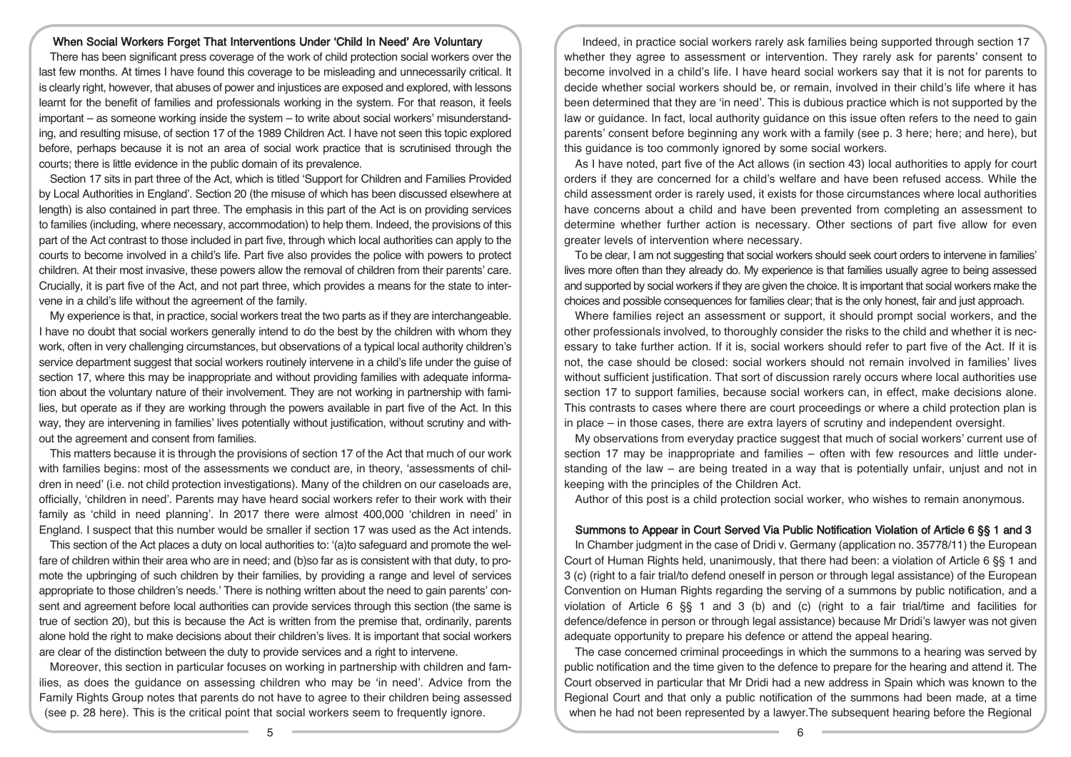### When Social Workers Forget That Interventions Under 'Child In Need' Are Voluntary

There has been significant press coverage of the work of child protection social workers over the last few months. At times I have found this coverage to be misleading and unnecessarily critical. It is clearly right, however, that abuses of power and injustices are exposed and explored, with lessons learnt for the benefit of families and professionals working in the system. For that reason, it feels important – as someone working inside the system – to write about social workers' misunderstanding, and resulting misuse, of section 17 of the 1989 Children Act. I have not seen this topic explored before, perhaps because it is not an area of social work practice that is scrutinised through the courts; there is little evidence in the public domain of its prevalence.

Section 17 sits in part three of the Act, which is titled 'Support for Children and Families Provided by Local Authorities in England'. Section 20 (the misuse of which has been discussed elsewhere at length) is also contained in part three. The emphasis in this part of the Act is on providing services to families (including, where necessary, accommodation) to help them. Indeed, the provisions of this part of the Act contrast to those included in part five, through which local authorities can apply to the courts to become involved in a child's life. Part five also provides the police with powers to protect children. At their most invasive, these powers allow the removal of children from their parents' care. Crucially, it is part five of the Act, and not part three, which provides a means for the state to intervene in a child's life without the agreement of the family.

My experience is that, in practice, social workers treat the two parts as if they are interchangeable. I have no doubt that social workers generally intend to do the best by the children with whom they work, often in very challenging circumstances, but observations of a typical local authority children's service department suggest that social workers routinely intervene in a child's life under the guise of section 17, where this may be inappropriate and without providing families with adequate information about the voluntary nature of their involvement. They are not working in partnership with families, but operate as if they are working through the powers available in part five of the Act. In this way, they are intervening in families' lives potentially without justification, without scrutiny and without the agreement and consent from families.

This matters because it is through the provisions of section 17 of the Act that much of our work with families begins: most of the assessments we conduct are, in theory, 'assessments of children in need' (i.e. not child protection investigations). Many of the children on our caseloads are, officially, 'children in need'. Parents may have heard social workers refer to their work with their family as 'child in need planning'. In 2017 there were almost 400,000 'children in need' in England. I suspect that this number would be smaller if section 17 was used as the Act intends.

This section of the Act places a duty on local authorities to: '(a)to safeguard and promote the welfare of children within their area who are in need; and (b)so far as is consistent with that duty, to promote the upbringing of such children by their families, by providing a range and level of services appropriate to those children's needs.' There is nothing written about the need to gain parents' consent and agreement before local authorities can provide services through this section (the same is true of section 20), but this is because the Act is written from the premise that, ordinarily, parents alone hold the right to make decisions about their children's lives. It is important that social workers are clear of the distinction between the duty to provide services and a right to intervene.

Moreover, this section in particular focuses on working in partnership with children and families, as does the guidance on assessing children who may be 'in need'. Advice from the Family Rights Group notes that parents do not have to agree to their children being assessed (see p. 28 here). This is the critical point that social workers seem to frequently ignore.

Indeed, in practice social workers rarely ask families being supported through section 17 whether they agree to assessment or intervention. They rarely ask for parents' consent to become involved in a child's life. I have heard social workers say that it is not for parents to decide whether social workers should be, or remain, involved in their child's life where it has been determined that they are 'in need'. This is dubious practice which is not supported by the law or guidance. In fact, local authority guidance on this issue often refers to the need to gain parents' consent before beginning any work with a family (see p. 3 here; here; and here), but this guidance is too commonly ignored by some social workers.

As I have noted, part five of the Act allows (in section 43) local authorities to apply for court orders if they are concerned for a child's welfare and have been refused access. While the child assessment order is rarely used, it exists for those circumstances where local authorities have concerns about a child and have been prevented from completing an assessment to determine whether further action is necessary. Other sections of part five allow for even greater levels of intervention where necessary.

To be clear, I am not suggesting that social workers should seek court orders to intervene in families' lives more often than they already do. My experience is that families usually agree to being assessed and supported by social workers if they are given the choice. It is important that social workers make the choices and possible consequences for families clear; that is the only honest, fair and just approach.

Where families reject an assessment or support, it should prompt social workers, and the other professionals involved, to thoroughly consider the risks to the child and whether it is necessary to take further action. If it is, social workers should refer to part five of the Act. If it is not, the case should be closed: social workers should not remain involved in families' lives without sufficient justification. That sort of discussion rarely occurs where local authorities use section 17 to support families, because social workers can, in effect, make decisions alone. This contrasts to cases where there are court proceedings or where a child protection plan is in place – in those cases, there are extra layers of scrutiny and independent oversight.

My observations from everyday practice suggest that much of social workers' current use of section 17 may be inappropriate and families – often with few resources and little understanding of the law – are being treated in a way that is potentially unfair, unjust and not in keeping with the principles of the Children Act.

Author of this post is a child protection social worker, who wishes to remain anonymous.

### Summons to Appear in Court Served Via Public Notification Violation of Article 6 §§ 1 and 3

In Chamber judgment in the case of Dridi v. Germany (application no. 35778/11) the European Court of Human Rights held, unanimously, that there had been: a violation of Article 6 §§ 1 and 3 (c) (right to a fair trial/to defend oneself in person or through legal assistance) of the European Convention on Human Rights regarding the serving of a summons by public notification, and a violation of Article 6 §§ 1 and 3 (b) and (c) (right to a fair trial/time and facilities for defence/defence in person or through legal assistance) because Mr Dridi's lawyer was not given adequate opportunity to prepare his defence or attend the appeal hearing.

The case concerned criminal proceedings in which the summons to a hearing was served by public notification and the time given to the defence to prepare for the hearing and attend it. The Court observed in particular that Mr Dridi had a new address in Spain which was known to the Regional Court and that only a public notification of the summons had been made, at a time when he had not been represented by a lawyer.The subsequent hearing before the Regional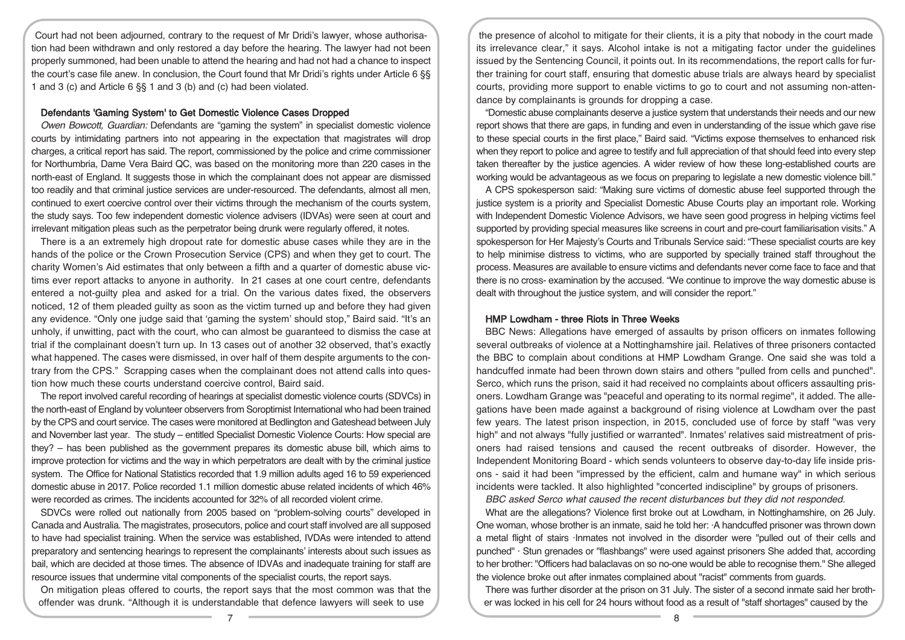Court had not been adjourned, contrary to the request of Mr Dridi's lawyer, whose authorisation had been withdrawn and only restored a day before the hearing. The lawyer had not been properly summoned, had been unable to attend the hearing and had not had a chance to inspect the court's case file anew. In conclusion, the Court found that Mr Dridi's rights under Article 6 §§ 1 and 3 (c) and Article 6 §§ 1 and 3 (b) and (c) had been violated.

### Defendants 'Gaming System' to Get Domestic Violence Cases Dropped

*Owen Bowcott, Guardian:* Defendants are "gaming the system" in specialist domestic violence courts by intimidating partners into not appearing in the expectation that magistrates will drop charges, a critical report has said. The report, commissioned by the police and crime commissioner for Northumbria, Dame Vera Baird QC, was based on the monitoring more than 220 cases in the north-east of England. It suggests those in which the complainant does not appear are dismissed too readily and that criminal justice services are under-resourced. The defendants, almost all men, continued to exert coercive control over their victims through the mechanism of the courts system, the study says. Too few independent domestic violence advisers (IDVAs) were seen at court and irrelevant mitigation pleas such as the perpetrator being drunk were regularly offered, it notes.

There is an extremely high dropout rate for domestic abuse cases while they are in the hands of the police or the Crown Prosecution Service (CPS) and when they get to court. The charity Women's Aid estimates that only between a fifth and a quarter of domestic abuse victims ever report attacks to anyone in authority. In 21 cases at one court centre, defendants entered a not-guilty plea and asked for a trial. On the various dates fixed, the observers noticed, 12 of them pleaded guilty as soon as the victim turned up and before they had given any evidence. "Only one judge said that 'gaming the system' should stop," Baird said. "It's an unholy, if unwitting, pact with the court, who can almost be guaranteed to dismiss the case at trial if the complainant doesn't turn up. In 13 cases out of another 32 observed, that's exactly what happened. The cases were dismissed, in over half of them despite arguments to the contrary from the CPS." Scrapping cases when the complainant does not attend calls into question how much these courts understand coercive control, Baird said.

The report involved careful recording of hearings at specialist domestic violence courts (SDVCs) in the north-east of England by volunteer observers from Soroptimist International who had been trained by the CPS and court service. The cases were monitored at Bedlington and Gateshead between July and November last year. The study – entitled Specialist Domestic Violence Courts: How special are they? – has been published as the government prepares its domestic abuse bill, which aims to improve protection for victims and the way in which perpetrators are dealt with by the criminal justice system. The Office for National Statistics recorded that 1.9 million adults aged 16 to 59 experienced domestic abuse in 2017. Police recorded 1.1 million domestic abuse related incidents of which 46% were recorded as crimes. The incidents accounted for 32% of all recorded violent crime.

SDVCs were rolled out nationally from 2005 based on "problem-solving courts" developed in Canada and Australia. The magistrates, prosecutors, police and court staff involved are all supposed to have had specialist training. When the service was established, IVDAs were intended to attend preparatory and sentencing hearings to represent the complainants' interests about such issues as bail, which are decided at those times. The absence of IDVAs and inadequate training for staff are resource issues that undermine vital components of the specialist courts, the report says.

On mitigation pleas offered to courts, the report says that the most common was that the offender was drunk. "Although it is understandable that defence lawyers will seek to use the presence of alcohol to mitigate for their clients, it is a pity that nobody in the court made its irrelevance clear," it says. Alcohol intake is not a mitigating factor under the guidelines issued by the Sentencing Council, it points out. In its recommendations, the report calls for further training for court staff, ensuring that domestic abuse trials are always heard by specialist courts, providing more support to enable victims to go to court and not assuming non-attendance by complainants is grounds for dropping a case.

"Domestic abuse complainants deserve a justice system that understands their needs and our new report shows that there are gaps, in funding and even in understanding of the issue which gave rise to these special courts in the first place," Baird said. "Victims expose themselves to enhanced risk when they report to police and agree to testify and full appreciation of that should feed into every step taken thereafter by the justice agencies. A wider review of how these long-established courts are working would be advantageous as we focus on preparing to legislate a new domestic violence bill."

A CPS spokesperson said: "Making sure victims of domestic abuse feel supported through the justice system is a priority and Specialist Domestic Abuse Courts play an important role. Working with Independent Domestic Violence Advisors, we have seen good progress in helping victims feel supported by providing special measures like screens in court and pre-court familiarisation visits." A spokesperson for Her Majesty's Courts and Tribunals Service said: "These specialist courts are key to help minimise distress to victims, who are supported by specially trained staff throughout the process. Measures are available to ensure victims and defendants never come face to face and that there is no cross- examination by the accused. "We continue to improve the way domestic abuse is dealt with throughout the justice system, and will consider the report."

### HMP Lowdham - three Riots in Three Weeks

BBC News: Allegations have emerged of assaults by prison officers on inmates following several outbreaks of violence at a Nottinghamshire jail. Relatives of three prisoners contacted the BBC to complain about conditions at HMP Lowdham Grange. One said she was told a handcuffed inmate had been thrown down stairs and others "pulled from cells and punched". Serco, which runs the prison, said it had received no complaints about officers assaulting prisoners. Lowdham Grange was "peaceful and operating to its normal regime", it added. The allegations have been made against a background of rising violence at Lowdham over the past few years. The latest prison inspection, in 2015, concluded use of force by staff "was very high" and not always "fully justified or warranted". Inmates' relatives said mistreatment of prisoners had raised tensions and caused the recent outbreaks of disorder. However, the Independent Monitoring Board - which sends volunteers to observe day-to-day life inside prisons - said it had been "impressed by the efficient, calm and humane way" in which serious incidents were tackled. It also highlighted "concerted indiscipline" by groups of prisoners.

*BBC asked Serco what caused the recent disturbances but they did not responded.*

What are the allegations? Violence first broke out at Lowdham, in Nottinghamshire, on 26 July. One woman, whose brother is an inmate, said he told her: ·A handcuffed prisoner was thrown down a metal flight of stairs ·Inmates not involved in the disorder were "pulled out of their cells and punched" · Stun grenades or "flashbangs" were used against prisoners She added that, according to her brother: "Officers had balaclavas on so no-one would be able to recognise them." She alleged the violence broke out after inmates complained about "racist" comments from guards.

There was further disorder at the prison on 31 July. The sister of a second inmate said her brother was locked in his cell for 24 hours without food as a result of "staff shortages" caused by the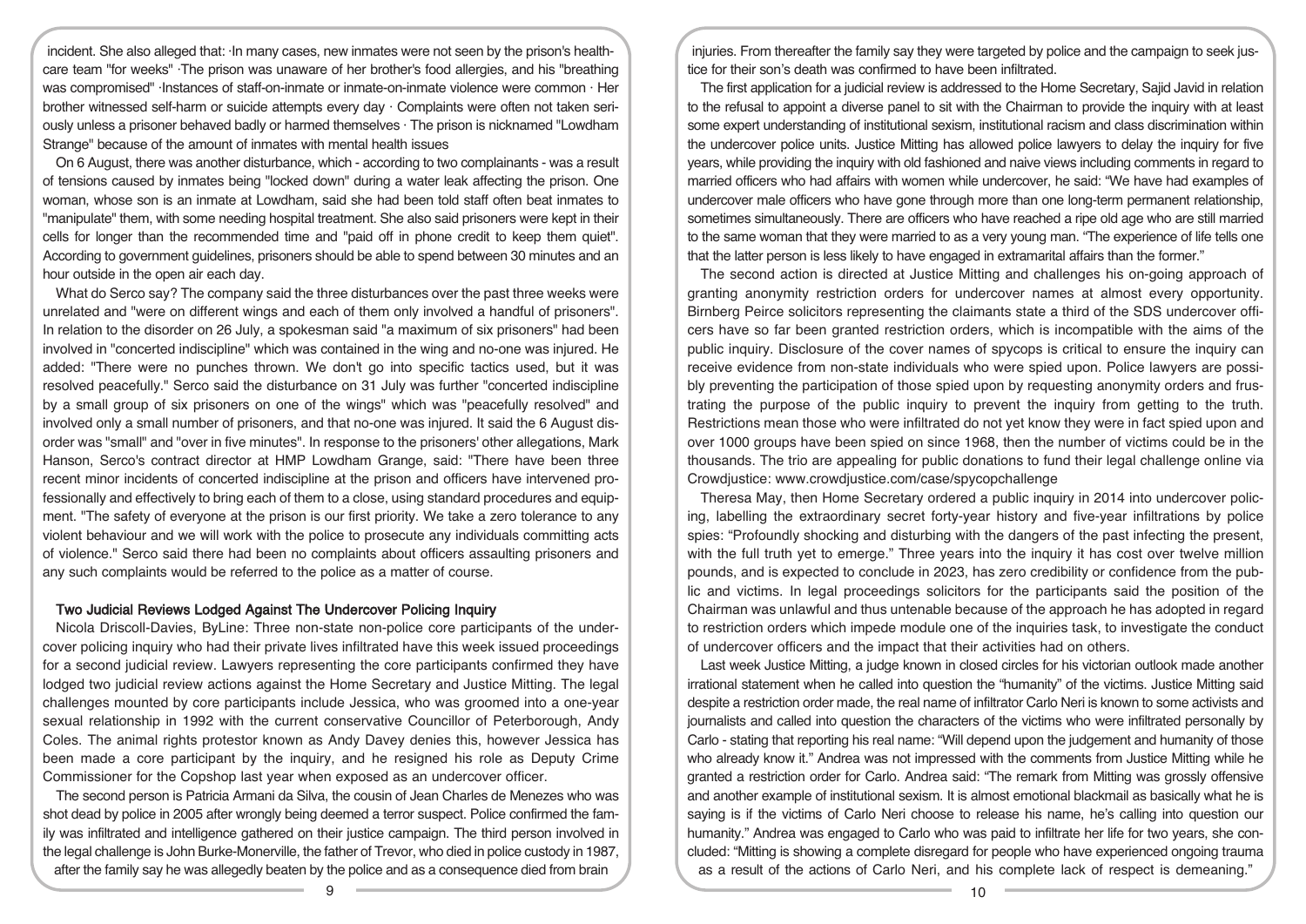incident. She also alleged that: ·In many cases, new inmates were not seen by the prison's healthcare team "for weeks" ·The prison was unaware of her brother's food allergies, and his "breathing was compromised" ·Instances of staff-on-inmate or inmate-on-inmate violence were common · Her brother witnessed self-harm or suicide attempts every day · Complaints were often not taken seriously unless a prisoner behaved badly or harmed themselves · The prison is nicknamed "Lowdham Strange" because of the amount of inmates with mental health issues

On 6 August, there was another disturbance, which - according to two complainants - was a result of tensions caused by inmates being "locked down" during a water leak affecting the prison. One woman, whose son is an inmate at Lowdham, said she had been told staff often beat inmates to "manipulate" them, with some needing hospital treatment. She also said prisoners were kept in their cells for longer than the recommended time and "paid off in phone credit to keep them quiet". According to government guidelines, prisoners should be able to spend between 30 minutes and an hour outside in the open air each day.

What do Serco say? The company said the three disturbances over the past three weeks were unrelated and "were on different wings and each of them only involved a handful of prisoners". In relation to the disorder on 26 July, a spokesman said "a maximum of six prisoners" had been involved in "concerted indiscipline" which was contained in the wing and no-one was injured. He added: "There were no punches thrown. We don't go into specific tactics used, but it was resolved peacefully." Serco said the disturbance on 31 July was further "concerted indiscipline by a small group of six prisoners on one of the wings" which was "peacefully resolved" and involved only a small number of prisoners, and that no-one was injured. It said the 6 August disorder was "small" and "over in five minutes". In response to the prisoners' other allegations, Mark Hanson, Serco's contract director at HMP Lowdham Grange, said: "There have been three recent minor incidents of concerted indiscipline at the prison and officers have intervened professionally and effectively to bring each of them to a close, using standard procedures and equipment. "The safety of everyone at the prison is our first priority. We take a zero tolerance to any violent behaviour and we will work with the police to prosecute any individuals committing acts of violence." Serco said there had been no complaints about officers assaulting prisoners and any such complaints would be referred to the police as a matter of course.

## Two Judicial Reviews Lodged Against The Undercover Policing Inquiry

Nicola Driscoll-Davies, ByLine: Three non-state non-police core participants of the undercover policing inquiry who had their private lives infiltrated have this week issued proceedings for a second judicial review. Lawyers representing the core participants confirmed they have lodged two judicial review actions against the Home Secretary and Justice Mitting. The legal challenges mounted by core participants include Jessica, who was groomed into a one-year sexual relationship in 1992 with the current conservative Councillor of Peterborough, Andy Coles. The animal rights protestor known as Andy Davey denies this, however Jessica has been made a core participant by the inquiry, and he resigned his role as Deputy Crime Commissioner for the Copshop last year when exposed as an undercover officer.

The second person is Patricia Armani da Silva, the cousin of Jean Charles de Menezes who was shot dead by police in 2005 after wrongly being deemed a terror suspect. Police confirmed the family was infiltrated and intelligence gathered on their justice campaign. The third person involved in the legal challenge is John Burke-Monerville, the father of Trevor, who died in police custody in 1987, after the family say he was allegedly beaten by the police and as a consequence died from brain injuries. From thereafter the family say they were targeted by police and the campaign to seek justice for their son's death was confirmed to have been infiltrated.

The first application for a judicial review is addressed to the Home Secretary, Sajid Javid in relation to the refusal to appoint a diverse panel to sit with the Chairman to provide the inquiry with at least some expert understanding of institutional sexism, institutional racism and class discrimination within the undercover police units. Justice Mitting has allowed police lawyers to delay the inquiry for five years, while providing the inquiry with old fashioned and naive views including comments in regard to married officers who had affairs with women while undercover, he said: "We have had examples of undercover male officers who have gone through more than one long-term permanent relationship, sometimes simultaneously. There are officers who have reached a ripe old age who are still married to the same woman that they were married to as a very young man. "The experience of life tells one that the latter person is less likely to have engaged in extramarital affairs than the former."

The second action is directed at Justice Mitting and challenges his on-going approach of granting anonymity restriction orders for undercover names at almost every opportunity. Birnberg Peirce solicitors representing the claimants state a third of the SDS undercover officers have so far been granted restriction orders, which is incompatible with the aims of the public inquiry. Disclosure of the cover names of spycops is critical to ensure the inquiry can receive evidence from non-state individuals who were spied upon. Police lawyers are possibly preventing the participation of those spied upon by requesting anonymity orders and frustrating the purpose of the public inquiry to prevent the inquiry from getting to the truth. Restrictions mean those who were infiltrated do not yet know they were in fact spied upon and over 1000 groups have been spied on since 1968, then the number of victims could be in the thousands. The trio are appealing for public donations to fund their legal challenge online via Crowdjustice: www.crowdjustice.com/case/spycopchallenge

Theresa May, then Home Secretary ordered a public inquiry in 2014 into undercover policing, labelling the extraordinary secret forty-year history and five-year infiltrations by police spies: "Profoundly shocking and disturbing with the dangers of the past infecting the present, with the full truth yet to emerge." Three years into the inquiry it has cost over twelve million pounds, and is expected to conclude in 2023, has zero credibility or confidence from the public and victims. In legal proceedings solicitors for the participants said the position of the Chairman was unlawful and thus untenable because of the approach he has adopted in regard to restriction orders which impede module one of the inquiries task, to investigate the conduct of undercover officers and the impact that their activities had on others.

Last week Justice Mitting, a judge known in closed circles for his victorian outlook made another irrational statement when he called into question the "humanity" of the victims. Justice Mitting said despite a restriction order made, the real name of infiltrator Carlo Neri is known to some activists and journalists and called into question the characters of the victims who were infiltrated personally by Carlo - stating that reporting his real name: "Will depend upon the judgement and humanity of those who already know it." Andrea was not impressed with the comments from Justice Mitting while he granted a restriction order for Carlo. Andrea said: "The remark from Mitting was grossly offensive and another example of institutional sexism. It is almost emotional blackmail as basically what he is saying is if the victims of Carlo Neri choose to release his name, he's calling into question our humanity." Andrea was engaged to Carlo who was paid to infiltrate her life for two years, she concluded: "Mitting is showing a complete disregard for people who have experienced ongoing trauma as a result of the actions of Carlo Neri, and his complete lack of respect is demeaning."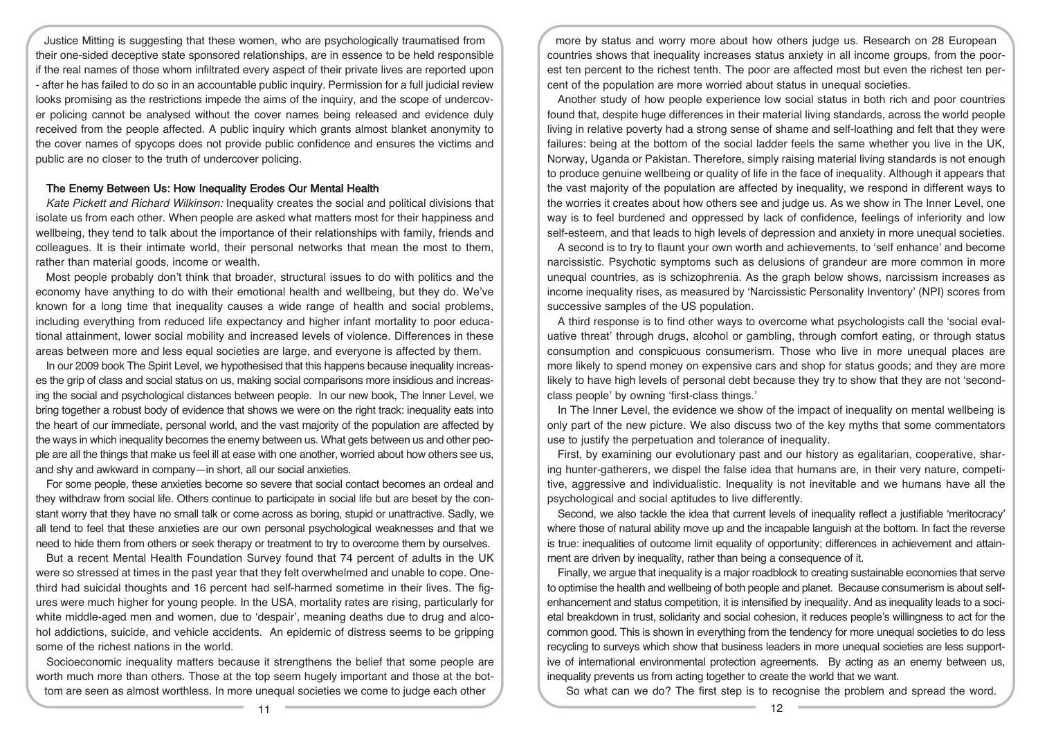Justice Mitting is suggesting that these women, who are psychologically traumatised from their one-sided deceptive state sponsored relationships, are in essence to be held responsible if the real names of those whom infiltrated every aspect of their private lives are reported upon - after he has failed to do so in an accountable public inquiry. Permission for a full judicial review looks promising as the restrictions impede the aims of the inquiry, and the scope of undercover policing cannot be analysed without the cover names being released and evidence duly received from the people affected. A public inquiry which grants almost blanket anonymity to the cover names of spycops does not provide public confidence and ensures the victims and public are no closer to the truth of undercover policing.

## The Enemy Between Us: How Inequality Erodes Our Mental Health

*Kate Pickett and Richard Wilkinson:* Inequality creates the social and political divisions that isolate us from each other. When people are asked what matters most for their happiness and wellbeing, they tend to talk about the importance of their relationships with family, friends and colleagues. It is their intimate world, their personal networks that mean the most to them, rather than material goods, income or wealth.

Most people probably don't think that broader, structural issues to do with politics and the economy have anything to do with their emotional health and wellbeing, but they do. We've known for a long time that inequality causes a wide range of health and social problems, including everything from reduced life expectancy and higher infant mortality to poor educational attainment, lower social mobility and increased levels of violence. Differences in these areas between more and less equal societies are large, and everyone is affected by them.

In our 2009 book The Spirit Level, we hypothesised that this happens because inequality increases the grip of class and social status on us, making social comparisons more insidious and increasing the social and psychological distances between people. In our new book, The Inner Level, we bring together a robust body of evidence that shows we were on the right track: inequality eats into the heart of our immediate, personal world, and the vast majority of the population are affected by the ways in which inequality becomes the enemy between us. What gets between us and other people are all the things that make us feel ill at ease with one another, worried about how others see us, and shy and awkward in company—in short, all our social anxieties.

For some people, these anxieties become so severe that social contact becomes an ordeal and they withdraw from social life. Others continue to participate in social life but are beset by the constant worry that they have no small talk or come across as boring, stupid or unattractive. Sadly, we all tend to feel that these anxieties are our own personal psychological weaknesses and that we need to hide them from others or seek therapy or treatment to try to overcome them by ourselves.

But a recent Mental Health Foundation Survey found that 74 percent of adults in the UK were so stressed at times in the past year that they felt overwhelmed and unable to cope. One-third had suicidal thoughts and 16 percent had self-harmed sometime in their lives. The figures were much higher for young people. In the USA, mortality rates are rising, particularly for white middle-aged men and women, due to 'despair', meaning deaths due to drug and alcohol addictions, suicide, and vehicle accidents. An epidemic of distress seems to be gripping some of the richest nations in the world.

Socioeconomic inequality matters because it strengthens the belief that some people are worth much more than others. Those at the top seem hugely important and those at the bottom are seen as almost worthless. In more unequal societies we come to judge each other more by status and worry more about how others judge us. Research on 28 European countries shows that inequality increases status anxiety in all income groups, from the poorest ten percent to the richest tenth. The poor are affected most but even the richest ten percent of the population are more worried about status in unequal societies.

Another study of how people experience low social status in both rich and poor countries found that, despite huge differences in their material living standards, across the world people living in relative poverty had a strong sense of shame and self-loathing and felt that they were failures: being at the bottom of the social ladder feels the same whether you live in the UK, Norway, Uganda or Pakistan. Therefore, simply raising material living standards is not enough to produce genuine wellbeing or quality of life in the face of inequality. Although it appears that the vast majority of the population are affected by inequality, we respond in different ways to the worries it creates about how others see and judge us. As we show in The Inner Level, one way is to feel burdened and oppressed by lack of confidence, feelings of inferiority and low self-esteem, and that leads to high levels of depression and anxiety in more unequal societies.

A second is to try to flaunt your own worth and achievements, to 'self enhance' and become narcissistic. Psychotic symptoms such as delusions of grandeur are more common in more unequal countries, as is schizophrenia. As the graph below shows, narcissism increases as income inequality rises, as measured by 'Narcissistic Personality Inventory' (NPI) scores from successive samples of the US population.

A third response is to find other ways to overcome what psychologists call the 'social evaluative threat' through drugs, alcohol or gambling, through comfort eating, or through status consumption and conspicuous consumerism. Those who live in more unequal places are more likely to spend money on expensive cars and shop for status goods; and they are more likely to have high levels of personal debt because they try to show that they are not 'second-class people' by owning 'first-class things.'

In The Inner Level, the evidence we show of the impact of inequality on mental wellbeing is only part of the new picture. We also discuss two of the key myths that some commentators use to justify the perpetuation and tolerance of inequality.

First, by examining our evolutionary past and our history as egalitarian, cooperative, sharing hunter-gatherers, we dispel the false idea that humans are, in their very nature, competitive, aggressive and individualistic. Inequality is not inevitable and we humans have all the psychological and social aptitudes to live differently.

Second, we also tackle the idea that current levels of inequality reflect a justifiable 'meritocracy' where those of natural ability move up and the incapable languish at the bottom. In fact the reverse is true: inequalities of outcome limit equality of opportunity; differences in achievement and attainment are driven by inequality, rather than being a consequence of it.

Finally, we argue that inequality is a major roadblock to creating sustainable economies that serve to optimise the health and wellbeing of both people and planet. Because consumerism is about self-enhancement and status competition, it is intensified by inequality. And as inequality leads to a societal breakdown in trust, solidarity and social cohesion, it reduces people's willingness to act for the common good. This is shown in everything from the tendency for more unequal societies to do less recycling to surveys which show that business leaders in more unequal societies are less supportive of international environmental protection agreements. By acting as an enemy between us, inequality prevents us from acting together to create the world that we want.

So what can we do? The first step is to recognise the problem and spread the word.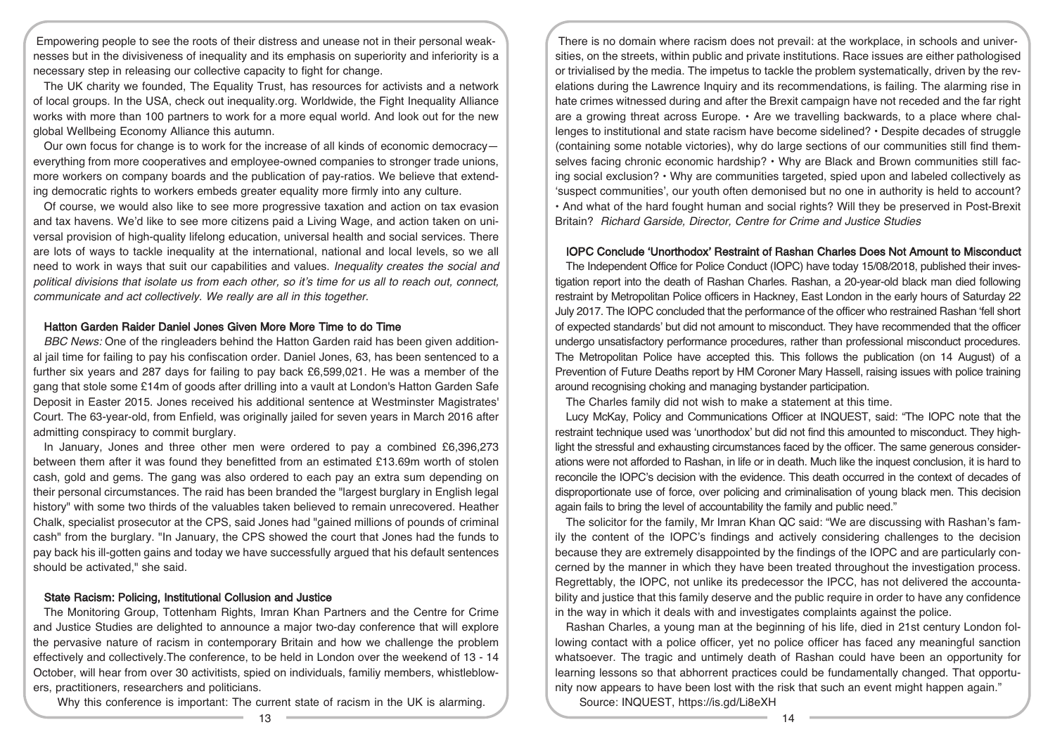Empowering people to see the roots of their distress and unease not in their personal weaknesses but in the divisiveness of inequality and its emphasis on superiority and inferiority is a necessary step in releasing our collective capacity to fight for change.

The UK charity we founded, The Equality Trust, has resources for activists and a network of local groups. In the USA, check out inequality.org. Worldwide, the Fight Inequality Alliance works with more than 100 partners to work for a more equal world. And look out for the new global Wellbeing Economy Alliance this autumn.

Our own focus for change is to work for the increase of all kinds of economic democracy—everything from more cooperatives and employee-owned companies to stronger trade unions, more workers on company boards and the publication of pay-ratios. We believe that extending democratic rights to workers embeds greater equality more firmly into any culture.

Of course, we would also like to see more progressive taxation and action on tax evasion and tax havens. We'd like to see more citizens paid a Living Wage, and action taken on universal provision of high-quality lifelong education, universal health and social services. There are lots of ways to tackle inequality at the international, national and local levels, so we all need to work in ways that suit our capabilities and values. *Inequality creates the social and political divisions that isolate us from each other, so it's time for us all to reach out, connect, communicate and act collectively. We really are all in this together.*

### Hatton Garden Raider Daniel Jones Given More More Time to do Time

*BBC News:* One of the ringleaders behind the Hatton Garden raid has been given additional jail time for failing to pay his confiscation order. Daniel Jones, 63, has been sentenced to a further six years and 287 days for failing to pay back £6,599,021. He was a member of the gang that stole some £14m of goods after drilling into a vault at London's Hatton Garden Safe Deposit in Easter 2015. Jones received his additional sentence at Westminster Magistrates' Court. The 63-year-old, from Enfield, was originally jailed for seven years in March 2016 after admitting conspiracy to commit burglary.

In January, Jones and three other men were ordered to pay a combined £6,396,273 between them after it was found they benefitted from an estimated £13.69m worth of stolen cash, gold and gems. The gang was also ordered to each pay an extra sum depending on their personal circumstances. The raid has been branded the "largest burglary in English legal history" with some two thirds of the valuables taken believed to remain unrecovered. Heather Chalk, specialist prosecutor at the CPS, said Jones had "gained millions of pounds of criminal cash" from the burglary. "In January, the CPS showed the court that Jones had the funds to pay back his ill-gotten gains and today we have successfully argued that his default sentences should be activated," she said.

### State Racism: Policing, Institutional Collusion and Justice

The Monitoring Group, Tottenham Rights, Imran Khan Partners and the Centre for Crime and Justice Studies are delighted to announce a major two-day conference that will explore the pervasive nature of racism in contemporary Britain and how we challenge the problem effectively and collectively.The conference, to be held in London over the weekend of 13 - 14 October, will hear from over 30 activitists, spied on individuals, familiy members, whistleblowers, practitioners, researchers and politicians.

Why this conference is important: The current state of racism in the UK is alarming. There is no domain where racism does not prevail: at the workplace, in schools and universities, on the streets, within public and private institutions. Race issues are either pathologised or trivialised by the media. The impetus to tackle the problem systematically, driven by the revelations during the Lawrence Inquiry and its recommendations, is failing. The alarming rise in hate crimes witnessed during and after the Brexit campaign have not receded and the far right are a growing threat across Europe. • Are we travelling backwards, to a place where challenges to institutional and state racism have become sidelined? • Despite decades of struggle (containing some notable victories), why do large sections of our communities still find themselves facing chronic economic hardship? • Why are Black and Brown communities still facing social exclusion? • Why are communities targeted, spied upon and labeled collectively as 'suspect communities', our youth often demonised but no one in authority is held to account? • And what of the hard fought human and social rights? Will they be preserved in Post-Brexit Britain? *Richard Garside, Director, Centre for Crime and Justice Studies*

### IOPC Conclude 'Unorthodox' Restraint of Rashan Charles Does Not Amount to Misconduct

The Independent Office for Police Conduct (IOPC) have today 15/08/2018, published their investigation report into the death of Rashan Charles. Rashan, a 20-year-old black man died following restraint by Metropolitan Police officers in Hackney, East London in the early hours of Saturday 22 July 2017. The IOPC concluded that the performance of the officer who restrained Rashan 'fell short of expected standards' but did not amount to misconduct. They have recommended that the officer undergo unsatisfactory performance procedures, rather than professional misconduct procedures. The Metropolitan Police have accepted this. This follows the publication (on 14 August) of a Prevention of Future Deaths report by HM Coroner Mary Hassell, raising issues with police training around recognising choking and managing bystander participation.

The Charles family did not wish to make a statement at this time.

Lucy McKay, Policy and Communications Officer at INQUEST, said: "The IOPC note that the restraint technique used was 'unorthodox' but did not find this amounted to misconduct. They highlight the stressful and exhausting circumstances faced by the officer. The same generous considerations were not afforded to Rashan, in life or in death. Much like the inquest conclusion, it is hard to reconcile the IOPC's decision with the evidence. This death occurred in the context of decades of disproportionate use of force, over policing and criminalisation of young black men. This decision again fails to bring the level of accountability the family and public need."

The solicitor for the family, Mr Imran Khan QC said: "We are discussing with Rashan's family the content of the IOPC's findings and actively considering challenges to the decision because they are extremely disappointed by the findings of the IOPC and are particularly concerned by the manner in which they have been treated throughout the investigation process. Regrettably, the IOPC, not unlike its predecessor the IPCC, has not delivered the accountability and justice that this family deserve and the public require in order to have any confidence in the way in which it deals with and investigates complaints against the police.

Rashan Charles, a young man at the beginning of his life, died in 21st century London following contact with a police officer, yet no police officer has faced any meaningful sanction whatsoever. The tragic and untimely death of Rashan could have been an opportunity for learning lessons so that abhorrent practices could be fundamentally changed. That opportunity now appears to have been lost with the risk that such an event might happen again."

Source: INQUEST, https://is.gd/Li8eXH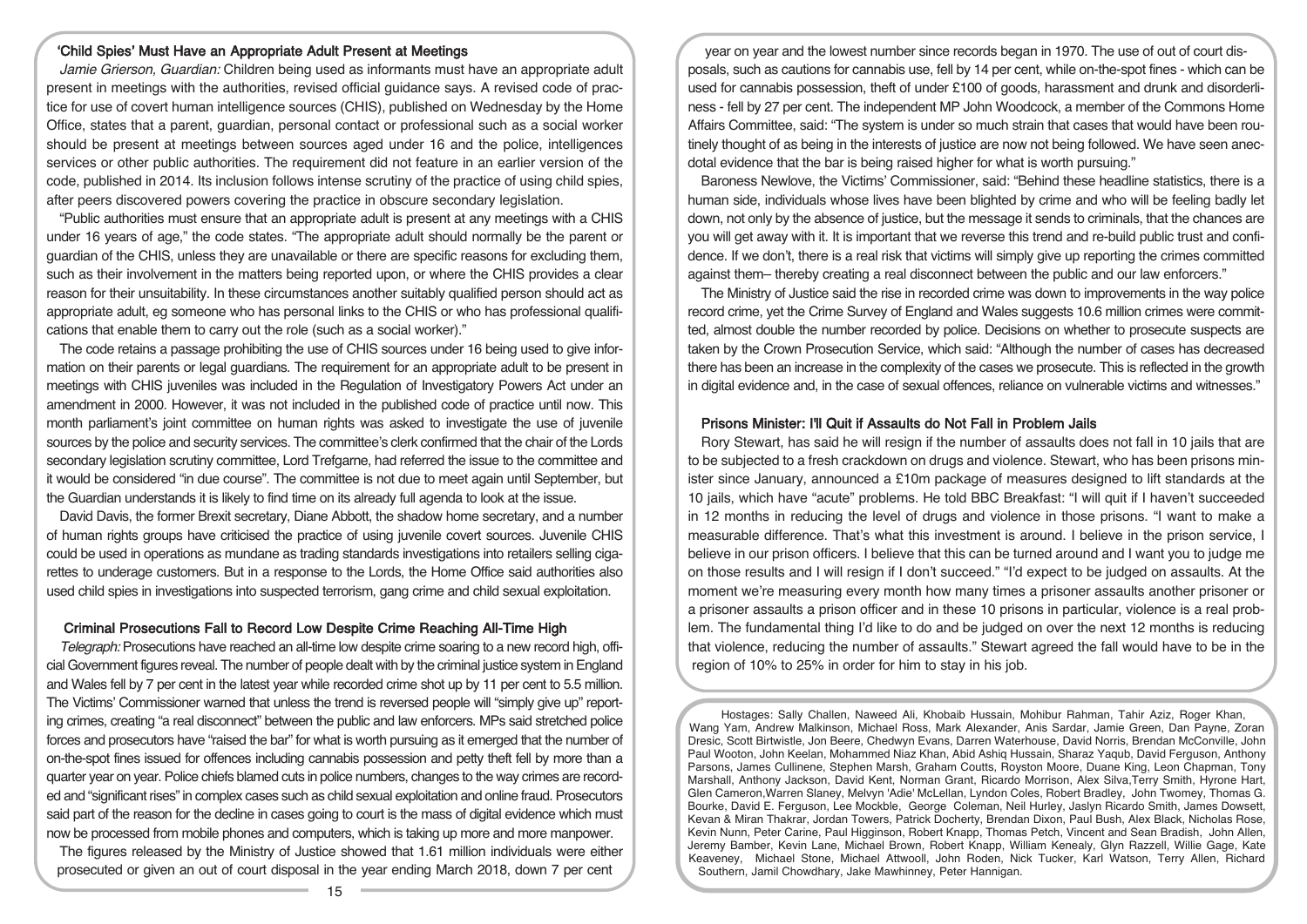### 'Child Spies' Must Have an Appropriate Adult Present at Meetings

*Jamie Grierson, Guardian:* Children being used as informants must have an appropriate adult present in meetings with the authorities, revised official guidance says. A revised code of practice for use of covert human intelligence sources (CHIS), published on Wednesday by the Home Office, states that a parent, guardian, personal contact or professional such as a social worker should be present at meetings between sources aged under 16 and the police, intelligences services or other public authorities. The requirement did not feature in an earlier version of the code, published in 2014. Its inclusion follows intense scrutiny of the practice of using child spies, after peers discovered powers covering the practice in obscure secondary legislation.

"Public authorities must ensure that an appropriate adult is present at any meetings with a CHIS under 16 years of age," the code states. "The appropriate adult should normally be the parent or guardian of the CHIS, unless they are unavailable or there are specific reasons for excluding them, such as their involvement in the matters being reported upon, or where the CHIS provides a clear reason for their unsuitability. In these circumstances another suitably qualified person should act as appropriate adult, eg someone who has personal links to the CHIS or who has professional qualifications that enable them to carry out the role (such as a social worker)."

The code retains a passage prohibiting the use of CHIS sources under 16 being used to give information on their parents or legal guardians. The requirement for an appropriate adult to be present in meetings with CHIS juveniles was included in the Regulation of Investigatory Powers Act under an amendment in 2000. However, it was not included in the published code of practice until now. This month parliament's joint committee on human rights was asked to investigate the use of juvenile sources by the police and security services. The committee's clerk confirmed that the chair of the Lords secondary legislation scrutiny committee, Lord Trefgarne, had referred the issue to the committee and it would be considered "in due course". The committee is not due to meet again until September, but the Guardian understands it is likely to find time on its already full agenda to look at the issue.

David Davis, the former Brexit secretary, Diane Abbott, the shadow home secretary, and a number of human rights groups have criticised the practice of using juvenile covert sources. Juvenile CHIS could be used in operations as mundane as trading standards investigations into retailers selling cigarettes to underage customers. But in a response to the Lords, the Home Office said authorities also used child spies in investigations into suspected terrorism, gang crime and child sexual exploitation.

### Criminal Prosecutions Fall to Record Low Despite Crime Reaching All-Time High

*Telegraph:* Prosecutions have reached an all-time low despite crime soaring to a new record high, official Government figures reveal. The number of people dealt with by the criminal justice system in England and Wales fell by 7 per cent in the latest year while recorded crime shot up by 11 per cent to 5.5 million. The Victims' Commissioner warned that unless the trend is reversed people will "simply give up" reporting crimes, creating "a real disconnect" between the public and law enforcers. MPs said stretched police forces and prosecutors have "raised the bar" for what is worth pursuing as it emerged that the number of on-the-spot fines issued for offences including cannabis possession and petty theft fell by more than a quarter year on year. Police chiefs blamed cuts in police numbers, changes to the way crimes are recorded and "significant rises" in complex cases such as child sexual exploitation and online fraud. Prosecutors said part of the reason for the decline in cases going to court is the mass of digital evidence which must now be processed from mobile phones and computers, which is taking up more and more manpower.

The figures released by the Ministry of Justice showed that 1.61 million individuals were either prosecuted or given an out of court disposal in the year ending March 2018, down 7 per cent year on year and the lowest number since records began in 1970. The use of out of court disposals, such as cautions for cannabis use, fell by 14 per cent, while on-the-spot fines - which can be used for cannabis possession, theft of under £100 of goods, harassment and drunk and disorderliness - fell by 27 per cent. The independent MP John Woodcock, a member of the Commons Home Affairs Committee, said: "The system is under so much strain that cases that would have been routinely thought of as being in the interests of justice are now not being followed. We have seen anecdotal evidence that the bar is being raised higher for what is worth pursuing."

Baroness Newlove, the Victims' Commissioner, said: "Behind these headline statistics, there is a human side, individuals whose lives have been blighted by crime and who will be feeling badly let down, not only by the absence of justice, but the message it sends to criminals, that the chances are you will get away with it. It is important that we reverse this trend and re-build public trust and confidence. If we don't, there is a real risk that victims will simply give up reporting the crimes committed against them– thereby creating a real disconnect between the public and our law enforcers."

The Ministry of Justice said the rise in recorded crime was down to improvements in the way police record crime, yet the Crime Survey of England and Wales suggests 10.6 million crimes were committed, almost double the number recorded by police. Decisions on whether to prosecute suspects are taken by the Crown Prosecution Service, which said: "Although the number of cases has decreased there has been an increase in the complexity of the cases we prosecute. This is reflected in the growth in digital evidence and, in the case of sexual offences, reliance on vulnerable victims and witnesses."

### Prisons Minister: I'll Quit if Assaults do Not Fall in Problem Jails

Rory Stewart, has said he will resign if the number of assaults does not fall in 10 jails that are to be subjected to a fresh crackdown on drugs and violence. Stewart, who has been prisons minister since January, announced a £10m package of measures designed to lift standards at the 10 jails, which have "acute" problems. He told BBC Breakfast: "I will quit if I haven't succeeded in 12 months in reducing the level of drugs and violence in those prisons. "I want to make a measurable difference. That's what this investment is around. I believe in the prison service, I believe in our prison officers. I believe that this can be turned around and I want you to judge me on those results and I will resign if I don't succeed." "I'd expect to be judged on assaults. At the moment we're measuring every month how many times a prisoner assaults another prisoner or a prisoner assaults a prison officer and in these 10 prisons in particular, violence is a real problem. The fundamental thing I'd like to do and be judged on over the next 12 months is reducing that violence, reducing the number of assaults." Stewart agreed the fall would have to be in the region of 10% to 25% in order for him to stay in his job.

Hostages: Sally Challen, Naweed Ali, Khobaib Hussain, Mohibur Rahman, Tahir Aziz, Roger Khan, Wang Yam, Andrew Malkinson, Michael Ross, Mark Alexander, Anis Sardar, Jamie Green, Dan Payne, Zoran Dresic, Scott Birtwistle, Jon Beere, Chedwyn Evans, Darren Waterhouse, David Norris, Brendan McConville, John Paul Wooton, John Keelan, Mohammed Niaz Khan, Abid Ashiq Hussain, Sharaz Yaqub, David Ferguson, Anthony Parsons, James Cullinene, Stephen Marsh, Graham Coutts, Royston Moore, Duane King, Leon Chapman, Tony Marshall, Anthony Jackson, David Kent, Norman Grant, Ricardo Morrison, Alex Silva,Terry Smith, Hyrone Hart, Glen Cameron,Warren Slaney, Melvyn 'Adie' McLellan, Lyndon Coles, Robert Bradley, John Twomey, Thomas G. Bourke, David E. Ferguson, Lee Mockble, George Coleman, Neil Hurley, Jaslyn Ricardo Smith, James Dowsett, Kevan & Miran Thakrar, Jordan Towers, Patrick Docherty, Brendan Dixon, Paul Bush, Alex Black, Nicholas Rose, Kevin Nunn, Peter Carine, Paul Higginson, Robert Knapp, Thomas Petch, Vincent and Sean Bradish, John Allen, Jeremy Bamber, Kevin Lane, Michael Brown, Robert Knapp, William Kenealy, Glyn Razzell, Willie Gage, Kate Keaveney, Michael Stone, Michael Attwooll, John Roden, Nick Tucker, Karl Watson, Terry Allen, Richard Southern, Jamil Chowdhary, Jake Mawhinney, Peter Hannigan.